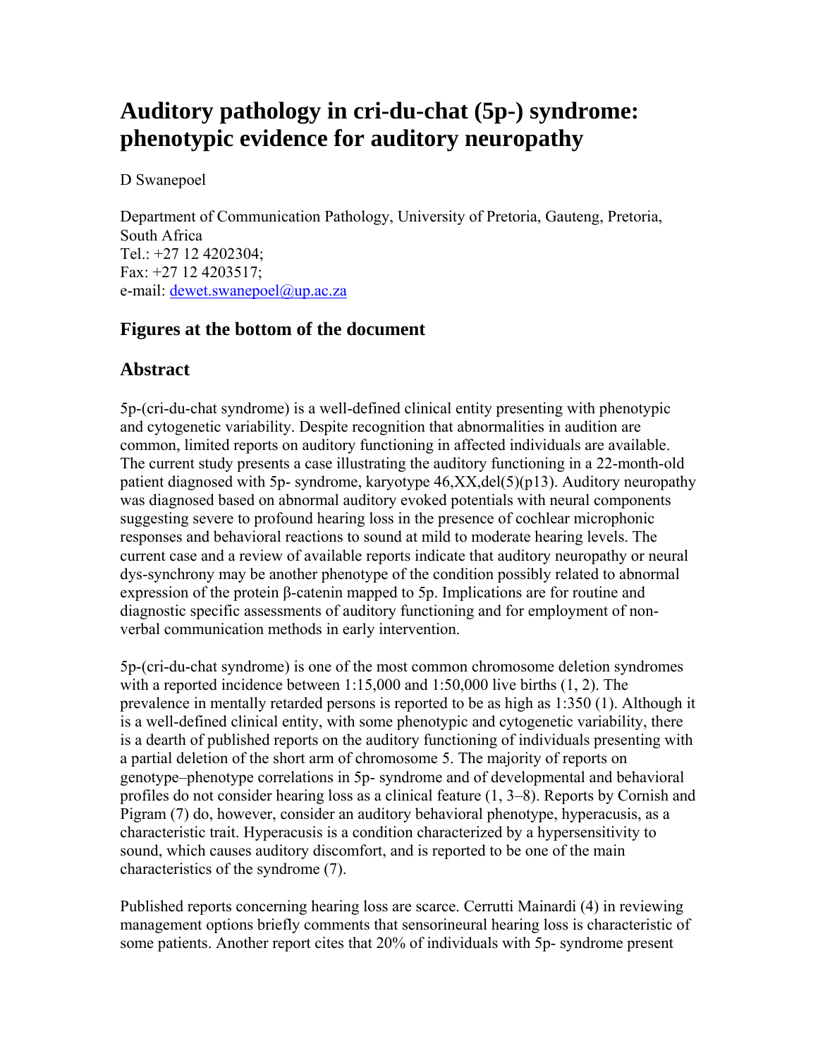# Auditory pathology in cri-du-chat (5p-) syndrome: phenotypic evidence for auditory neuropathy

D Swanepoel

Department of Communication Pathology, University of Pretoria, Gauteng, Pretoria, South Africa
Tel.: +27 12 4202304;
Fax: +27 12 4203517;
e-mail: dewet.swanepoel@up.ac.za

## Figures at the bottom of the document

## Abstract

5p-(cri-du-chat syndrome) is a well-defined clinical entity presenting with phenotypic and cytogenetic variability. Despite recognition that abnormalities in audition are common, limited reports on auditory functioning in affected individuals are available. The current study presents a case illustrating the auditory functioning in a 22-month-old patient diagnosed with 5p- syndrome, karyotype 46,XX,del(5)(p13). Auditory neuropathy was diagnosed based on abnormal auditory evoked potentials with neural components suggesting severe to profound hearing loss in the presence of cochlear microphonic responses and behavioral reactions to sound at mild to moderate hearing levels. The current case and a review of available reports indicate that auditory neuropathy or neural dys-synchrony may be another phenotype of the condition possibly related to abnormal expression of the protein β-catenin mapped to 5p. Implications are for routine and diagnostic specific assessments of auditory functioning and for employment of non-verbal communication methods in early intervention.

5p-(cri-du-chat syndrome) is one of the most common chromosome deletion syndromes with a reported incidence between 1:15,000 and 1:50,000 live births (1, 2). The prevalence in mentally retarded persons is reported to be as high as 1:350 (1). Although it is a well-defined clinical entity, with some phenotypic and cytogenetic variability, there is a dearth of published reports on the auditory functioning of individuals presenting with a partial deletion of the short arm of chromosome 5. The majority of reports on genotype–phenotype correlations in 5p- syndrome and of developmental and behavioral profiles do not consider hearing loss as a clinical feature (1, 3–8). Reports by Cornish and Pigram (7) do, however, consider an auditory behavioral phenotype, hyperacusis, as a characteristic trait. Hyperacusis is a condition characterized by a hypersensitivity to sound, which causes auditory discomfort, and is reported to be one of the main characteristics of the syndrome (7).

Published reports concerning hearing loss are scarce. Cerrutti Mainardi (4) in reviewing management options briefly comments that sensorineural hearing loss is characteristic of some patients. Another report cites that 20% of individuals with 5p- syndrome present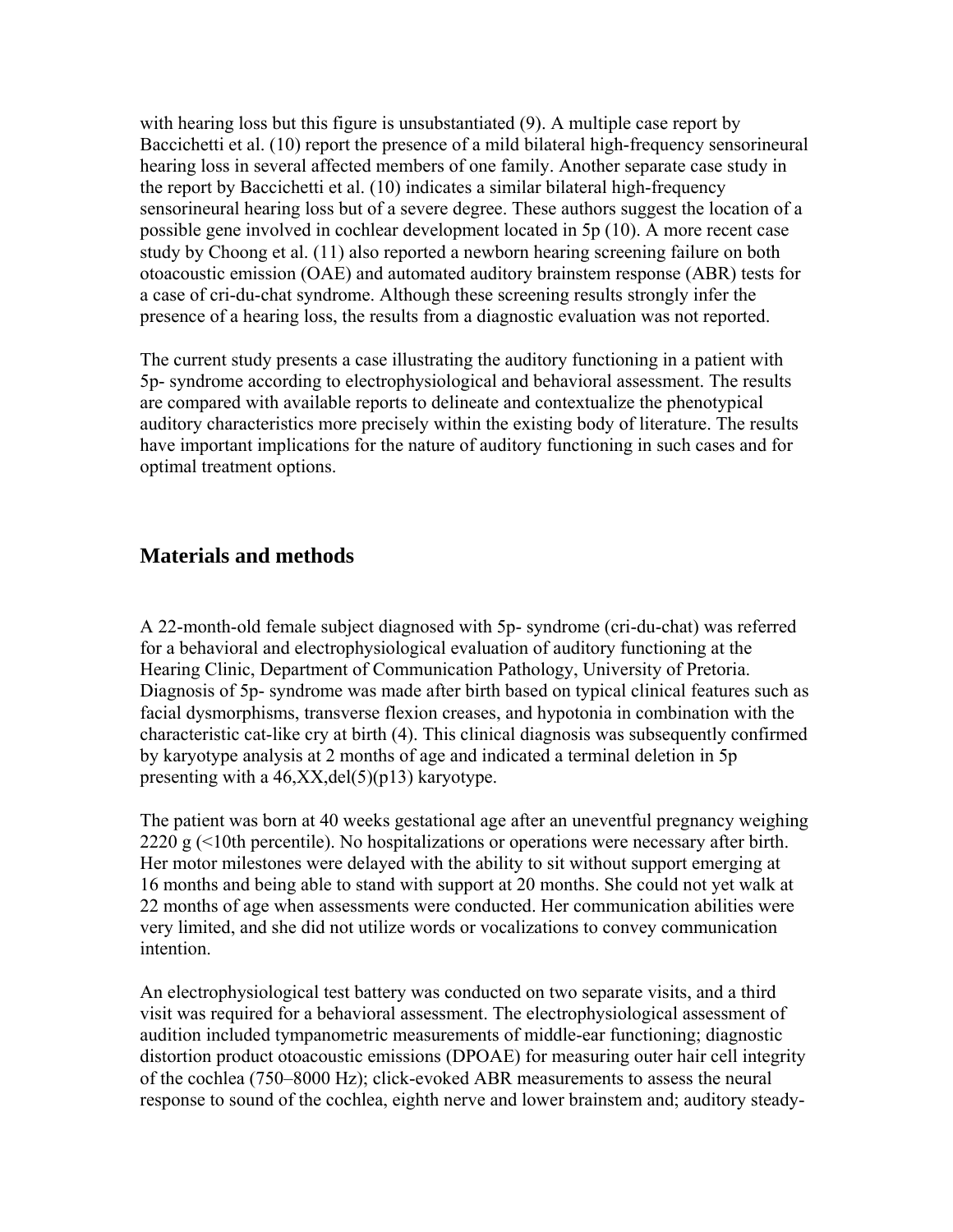with hearing loss but this figure is unsubstantiated (9). A multiple case report by Baccichetti et al. (10) report the presence of a mild bilateral high-frequency sensorineural hearing loss in several affected members of one family. Another separate case study in the report by Baccichetti et al. (10) indicates a similar bilateral high-frequency sensorineural hearing loss but of a severe degree. These authors suggest the location of a possible gene involved in cochlear development located in 5p (10). A more recent case study by Choong et al. (11) also reported a newborn hearing screening failure on both otoacoustic emission (OAE) and automated auditory brainstem response (ABR) tests for a case of cri-du-chat syndrome. Although these screening results strongly infer the presence of a hearing loss, the results from a diagnostic evaluation was not reported.

The current study presents a case illustrating the auditory functioning in a patient with 5p- syndrome according to electrophysiological and behavioral assessment. The results are compared with available reports to delineate and contextualize the phenotypical auditory characteristics more precisely within the existing body of literature. The results have important implications for the nature of auditory functioning in such cases and for optimal treatment options.

## Materials and methods

A 22-month-old female subject diagnosed with 5p- syndrome (cri-du-chat) was referred for a behavioral and electrophysiological evaluation of auditory functioning at the Hearing Clinic, Department of Communication Pathology, University of Pretoria. Diagnosis of 5p- syndrome was made after birth based on typical clinical features such as facial dysmorphisms, transverse flexion creases, and hypotonia in combination with the characteristic cat-like cry at birth (4). This clinical diagnosis was subsequently confirmed by karyotype analysis at 2 months of age and indicated a terminal deletion in 5p presenting with a 46,XX,del(5)(p13) karyotype.

The patient was born at 40 weeks gestational age after an uneventful pregnancy weighing 2220 g (<10th percentile). No hospitalizations or operations were necessary after birth. Her motor milestones were delayed with the ability to sit without support emerging at 16 months and being able to stand with support at 20 months. She could not yet walk at 22 months of age when assessments were conducted. Her communication abilities were very limited, and she did not utilize words or vocalizations to convey communication intention.

An electrophysiological test battery was conducted on two separate visits, and a third visit was required for a behavioral assessment. The electrophysiological assessment of audition included tympanometric measurements of middle-ear functioning; diagnostic distortion product otoacoustic emissions (DPOAE) for measuring outer hair cell integrity of the cochlea (750–8000 Hz); click-evoked ABR measurements to assess the neural response to sound of the cochlea, eighth nerve and lower brainstem and; auditory steady-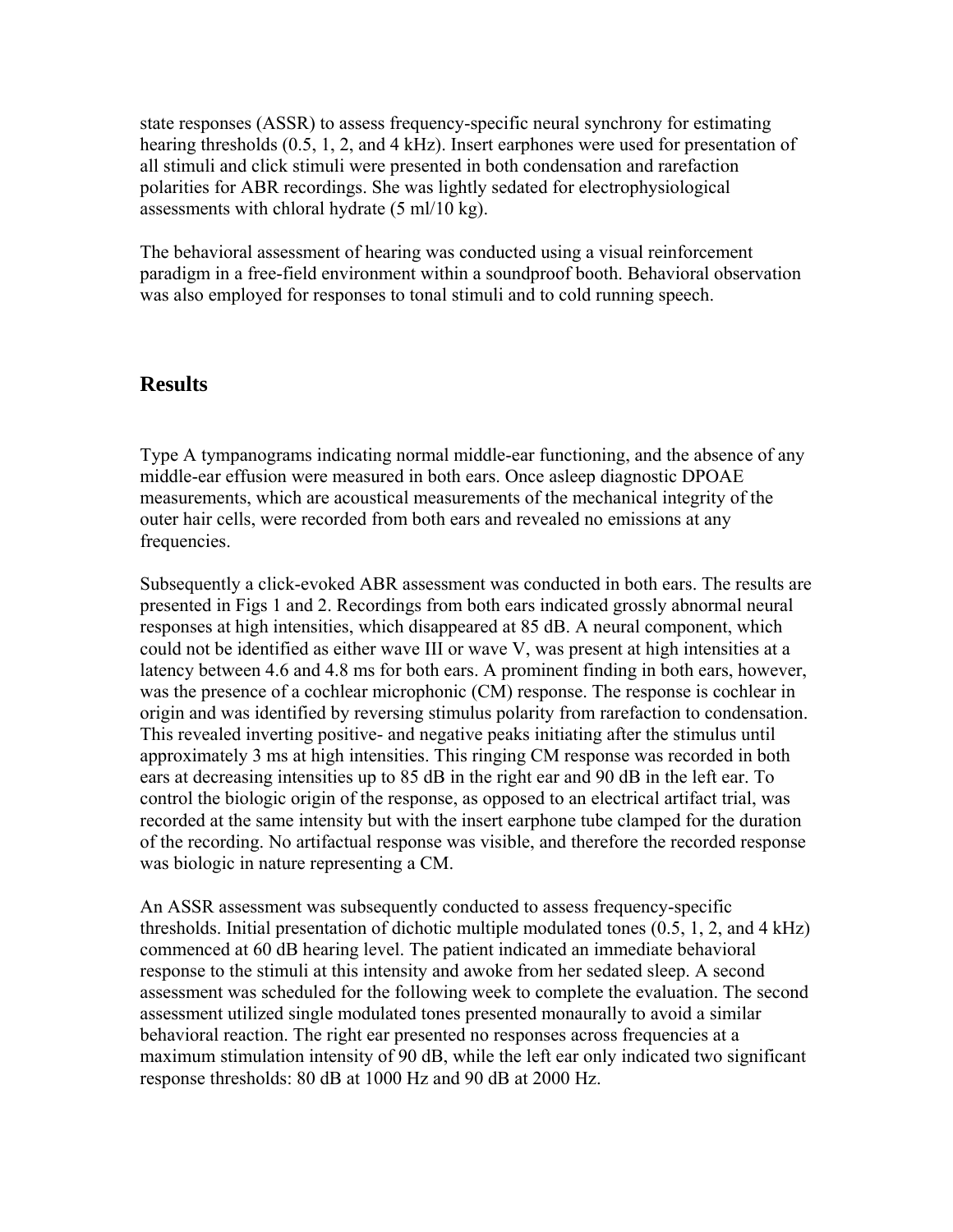state responses (ASSR) to assess frequency-specific neural synchrony for estimating hearing thresholds (0.5, 1, 2, and 4 kHz). Insert earphones were used for presentation of all stimuli and click stimuli were presented in both condensation and rarefaction polarities for ABR recordings. She was lightly sedated for electrophysiological assessments with chloral hydrate (5 ml/10 kg).

The behavioral assessment of hearing was conducted using a visual reinforcement paradigm in a free-field environment within a soundproof booth. Behavioral observation was also employed for responses to tonal stimuli and to cold running speech.

## Results

Type A tympanograms indicating normal middle-ear functioning, and the absence of any middle-ear effusion were measured in both ears. Once asleep diagnostic DPOAE measurements, which are acoustical measurements of the mechanical integrity of the outer hair cells, were recorded from both ears and revealed no emissions at any frequencies.

Subsequently a click-evoked ABR assessment was conducted in both ears. The results are presented in Figs 1 and 2. Recordings from both ears indicated grossly abnormal neural responses at high intensities, which disappeared at 85 dB. A neural component, which could not be identified as either wave III or wave V, was present at high intensities at a latency between 4.6 and 4.8 ms for both ears. A prominent finding in both ears, however, was the presence of a cochlear microphonic (CM) response. The response is cochlear in origin and was identified by reversing stimulus polarity from rarefaction to condensation. This revealed inverting positive- and negative peaks initiating after the stimulus until approximately 3 ms at high intensities. This ringing CM response was recorded in both ears at decreasing intensities up to 85 dB in the right ear and 90 dB in the left ear. To control the biologic origin of the response, as opposed to an electrical artifact trial, was recorded at the same intensity but with the insert earphone tube clamped for the duration of the recording. No artifactual response was visible, and therefore the recorded response was biologic in nature representing a CM.

An ASSR assessment was subsequently conducted to assess frequency-specific thresholds. Initial presentation of dichotic multiple modulated tones (0.5, 1, 2, and 4 kHz) commenced at 60 dB hearing level. The patient indicated an immediate behavioral response to the stimuli at this intensity and awoke from her sedated sleep. A second assessment was scheduled for the following week to complete the evaluation. The second assessment utilized single modulated tones presented monaurally to avoid a similar behavioral reaction. The right ear presented no responses across frequencies at a maximum stimulation intensity of 90 dB, while the left ear only indicated two significant response thresholds: 80 dB at 1000 Hz and 90 dB at 2000 Hz.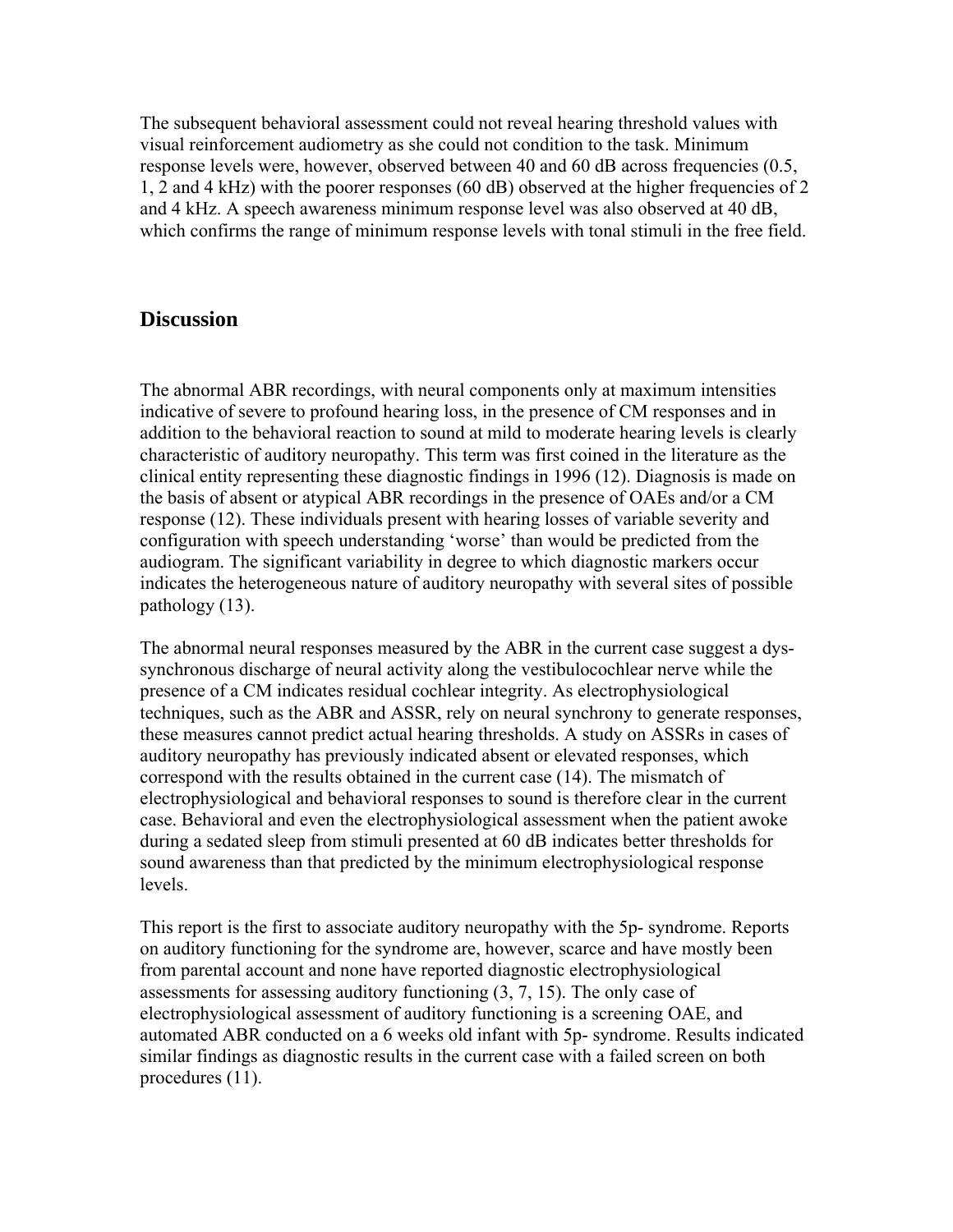The subsequent behavioral assessment could not reveal hearing threshold values with visual reinforcement audiometry as she could not condition to the task. Minimum response levels were, however, observed between 40 and 60 dB across frequencies (0.5, 1, 2 and 4 kHz) with the poorer responses (60 dB) observed at the higher frequencies of 2 and 4 kHz. A speech awareness minimum response level was also observed at 40 dB, which confirms the range of minimum response levels with tonal stimuli in the free field.

## Discussion

The abnormal ABR recordings, with neural components only at maximum intensities indicative of severe to profound hearing loss, in the presence of CM responses and in addition to the behavioral reaction to sound at mild to moderate hearing levels is clearly characteristic of auditory neuropathy. This term was first coined in the literature as the clinical entity representing these diagnostic findings in 1996 (12). Diagnosis is made on the basis of absent or atypical ABR recordings in the presence of OAEs and/or a CM response (12). These individuals present with hearing losses of variable severity and configuration with speech understanding 'worse' than would be predicted from the audiogram. The significant variability in degree to which diagnostic markers occur indicates the heterogeneous nature of auditory neuropathy with several sites of possible pathology (13).

The abnormal neural responses measured by the ABR in the current case suggest a dys-synchronous discharge of neural activity along the vestibulocochlear nerve while the presence of a CM indicates residual cochlear integrity. As electrophysiological techniques, such as the ABR and ASSR, rely on neural synchrony to generate responses, these measures cannot predict actual hearing thresholds. A study on ASSRs in cases of auditory neuropathy has previously indicated absent or elevated responses, which correspond with the results obtained in the current case (14). The mismatch of electrophysiological and behavioral responses to sound is therefore clear in the current case. Behavioral and even the electrophysiological assessment when the patient awoke during a sedated sleep from stimuli presented at 60 dB indicates better thresholds for sound awareness than that predicted by the minimum electrophysiological response levels.

This report is the first to associate auditory neuropathy with the 5p- syndrome. Reports on auditory functioning for the syndrome are, however, scarce and have mostly been from parental account and none have reported diagnostic electrophysiological assessments for assessing auditory functioning (3, 7, 15). The only case of electrophysiological assessment of auditory functioning is a screening OAE, and automated ABR conducted on a 6 weeks old infant with 5p- syndrome. Results indicated similar findings as diagnostic results in the current case with a failed screen on both procedures (11).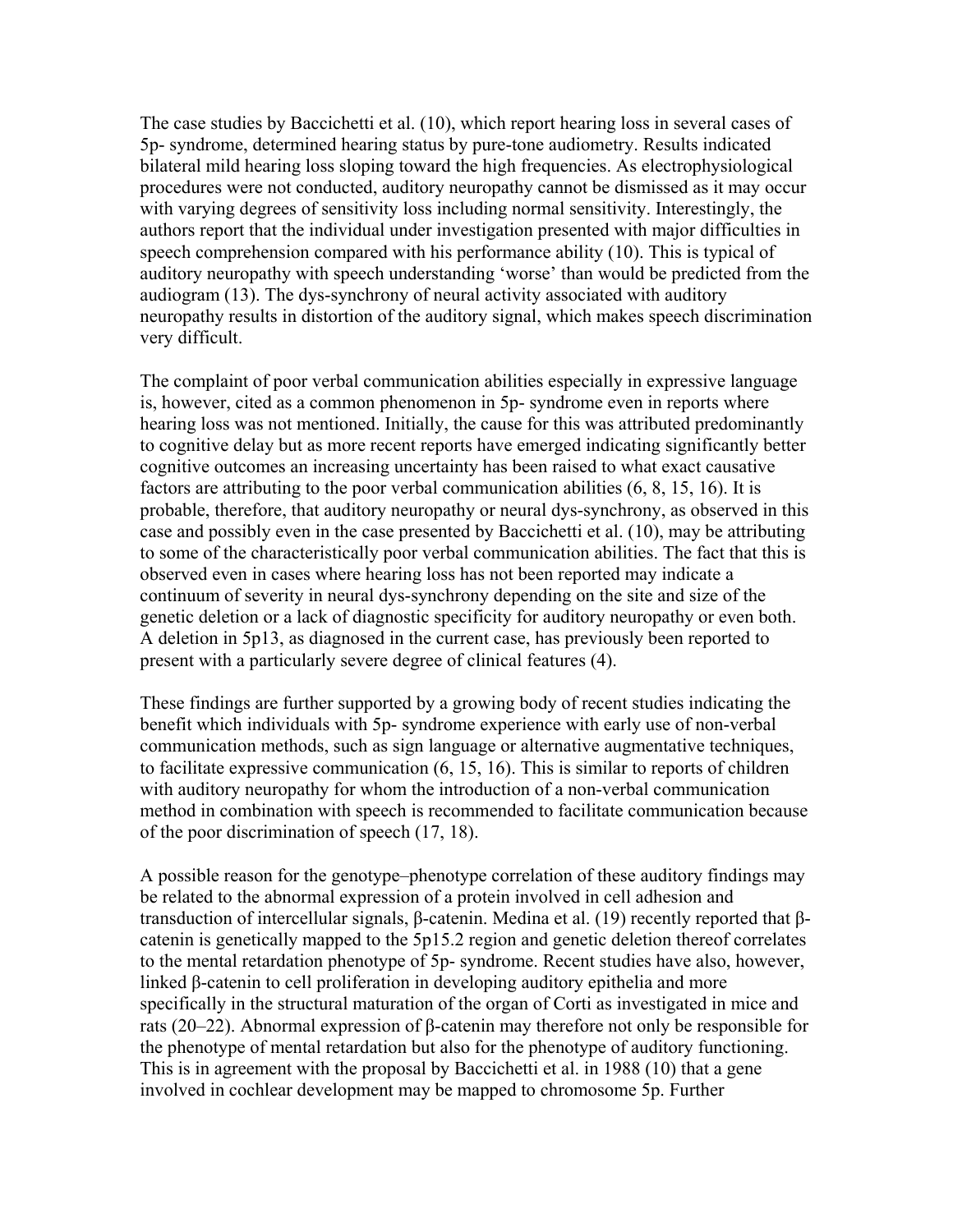The case studies by Baccichetti et al. (10), which report hearing loss in several cases of 5p- syndrome, determined hearing status by pure-tone audiometry. Results indicated bilateral mild hearing loss sloping toward the high frequencies. As electrophysiological procedures were not conducted, auditory neuropathy cannot be dismissed as it may occur with varying degrees of sensitivity loss including normal sensitivity. Interestingly, the authors report that the individual under investigation presented with major difficulties in speech comprehension compared with his performance ability (10). This is typical of auditory neuropathy with speech understanding 'worse' than would be predicted from the audiogram (13). The dys-synchrony of neural activity associated with auditory neuropathy results in distortion of the auditory signal, which makes speech discrimination very difficult.

The complaint of poor verbal communication abilities especially in expressive language is, however, cited as a common phenomenon in 5p- syndrome even in reports where hearing loss was not mentioned. Initially, the cause for this was attributed predominantly to cognitive delay but as more recent reports have emerged indicating significantly better cognitive outcomes an increasing uncertainty has been raised to what exact causative factors are attributing to the poor verbal communication abilities (6, 8, 15, 16). It is probable, therefore, that auditory neuropathy or neural dys-synchrony, as observed in this case and possibly even in the case presented by Baccichetti et al. (10), may be attributing to some of the characteristically poor verbal communication abilities. The fact that this is observed even in cases where hearing loss has not been reported may indicate a continuum of severity in neural dys-synchrony depending on the site and size of the genetic deletion or a lack of diagnostic specificity for auditory neuropathy or even both. A deletion in 5p13, as diagnosed in the current case, has previously been reported to present with a particularly severe degree of clinical features (4).

These findings are further supported by a growing body of recent studies indicating the benefit which individuals with 5p- syndrome experience with early use of non-verbal communication methods, such as sign language or alternative augmentative techniques, to facilitate expressive communication (6, 15, 16). This is similar to reports of children with auditory neuropathy for whom the introduction of a non-verbal communication method in combination with speech is recommended to facilitate communication because of the poor discrimination of speech (17, 18).

A possible reason for the genotype–phenotype correlation of these auditory findings may be related to the abnormal expression of a protein involved in cell adhesion and transduction of intercellular signals, β-catenin. Medina et al. (19) recently reported that β-catenin is genetically mapped to the 5p15.2 region and genetic deletion thereof correlates to the mental retardation phenotype of 5p- syndrome. Recent studies have also, however, linked β-catenin to cell proliferation in developing auditory epithelia and more specifically in the structural maturation of the organ of Corti as investigated in mice and rats (20–22). Abnormal expression of β-catenin may therefore not only be responsible for the phenotype of mental retardation but also for the phenotype of auditory functioning. This is in agreement with the proposal by Baccichetti et al. in 1988 (10) that a gene involved in cochlear development may be mapped to chromosome 5p. Further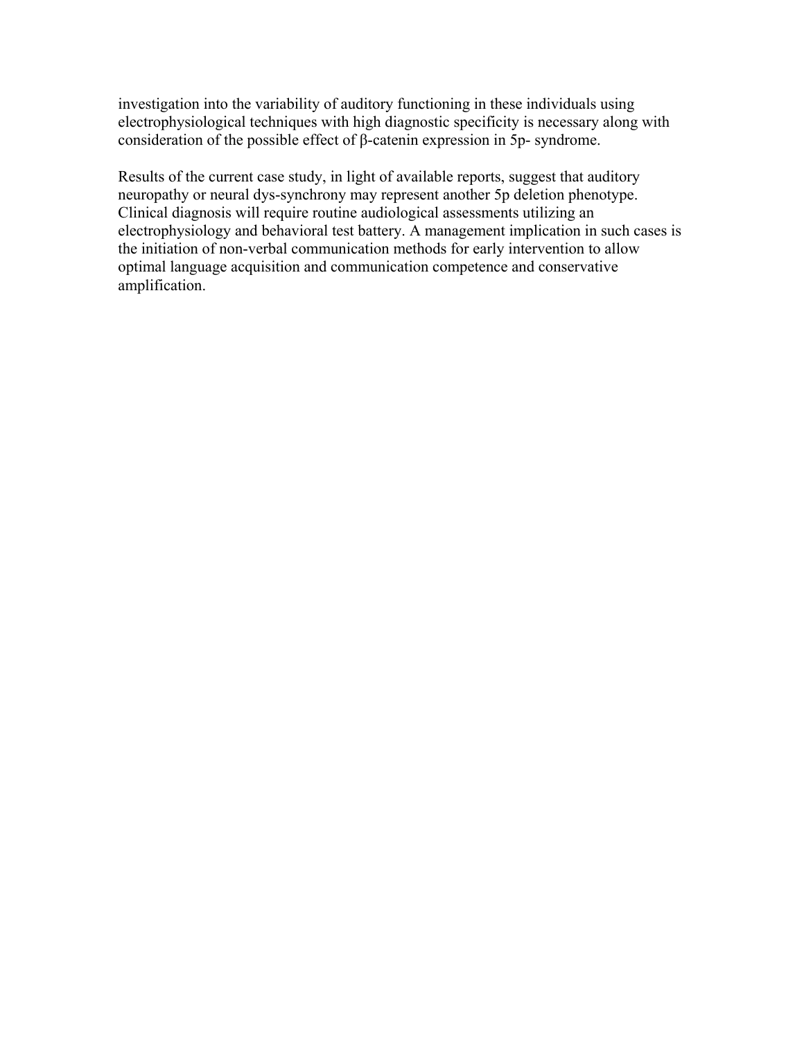investigation into the variability of auditory functioning in these individuals using electrophysiological techniques with high diagnostic specificity is necessary along with consideration of the possible effect of β-catenin expression in 5p- syndrome.

Results of the current case study, in light of available reports, suggest that auditory neuropathy or neural dys-synchrony may represent another 5p deletion phenotype. Clinical diagnosis will require routine audiological assessments utilizing an electrophysiology and behavioral test battery. A management implication in such cases is the initiation of non-verbal communication methods for early intervention to allow optimal language acquisition and communication competence and conservative amplification.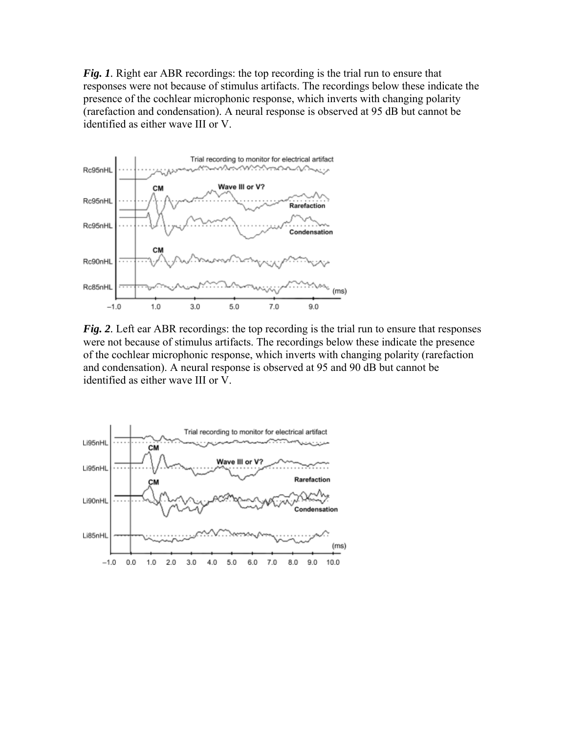*Fig. 1*. Right ear ABR recordings: the top recording is the trial run to ensure that responses were not because of stimulus artifacts. The recordings below these indicate the presence of the cochlear microphonic response, which inverts with changing polarity (rarefaction and condensation). A neural response is observed at 95 dB but cannot be identified as either wave III or V.

*Fig. 2*. Left ear ABR recordings: the top recording is the trial run to ensure that responses were not because of stimulus artifacts. The recordings below these indicate the presence of the cochlear microphonic response, which inverts with changing polarity (rarefaction and condensation). A neural response is observed at 95 and 90 dB but cannot be identified as either wave III or V.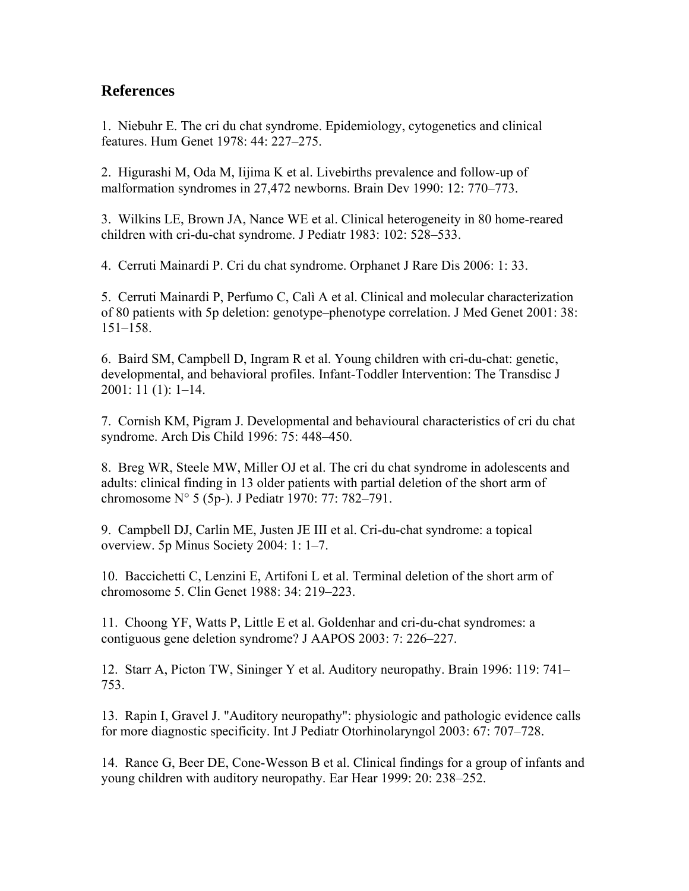## References

1. Niebuhr E. The cri du chat syndrome. Epidemiology, cytogenetics and clinical features. Hum Genet 1978: 44: 227–275.

2. Higurashi M, Oda M, Iijima K et al. Livebirths prevalence and follow-up of malformation syndromes in 27,472 newborns. Brain Dev 1990: 12: 770–773.

3. Wilkins LE, Brown JA, Nance WE et al. Clinical heterogeneity in 80 home-reared children with cri-du-chat syndrome. J Pediatr 1983: 102: 528–533.

4. Cerruti Mainardi P. Cri du chat syndrome. Orphanet J Rare Dis 2006: 1: 33.

5. Cerruti Mainardi P, Perfumo C, Calì A et al. Clinical and molecular characterization of 80 patients with 5p deletion: genotype–phenotype correlation. J Med Genet 2001: 38: 151–158.

6. Baird SM, Campbell D, Ingram R et al. Young children with cri-du-chat: genetic, developmental, and behavioral profiles. Infant-Toddler Intervention: The Transdisc J 2001: 11 (1): 1–14.

7. Cornish KM, Pigram J. Developmental and behavioural characteristics of cri du chat syndrome. Arch Dis Child 1996: 75: 448–450.

8. Breg WR, Steele MW, Miller OJ et al. The cri du chat syndrome in adolescents and adults: clinical finding in 13 older patients with partial deletion of the short arm of chromosome N° 5 (5p-). J Pediatr 1970: 77: 782–791.

9. Campbell DJ, Carlin ME, Justen JE III et al. Cri-du-chat syndrome: a topical overview. 5p Minus Society 2004: 1: 1–7.

10. Baccichetti C, Lenzini E, Artifoni L et al. Terminal deletion of the short arm of chromosome 5. Clin Genet 1988: 34: 219–223.

11. Choong YF, Watts P, Little E et al. Goldenhar and cri-du-chat syndromes: a contiguous gene deletion syndrome? J AAPOS 2003: 7: 226–227.

12. Starr A, Picton TW, Sininger Y et al. Auditory neuropathy. Brain 1996: 119: 741–753.

13. Rapin I, Gravel J. "Auditory neuropathy": physiologic and pathologic evidence calls for more diagnostic specificity. Int J Pediatr Otorhinolaryngol 2003: 67: 707–728.

14. Rance G, Beer DE, Cone-Wesson B et al. Clinical findings for a group of infants and young children with auditory neuropathy. Ear Hear 1999: 20: 238–252.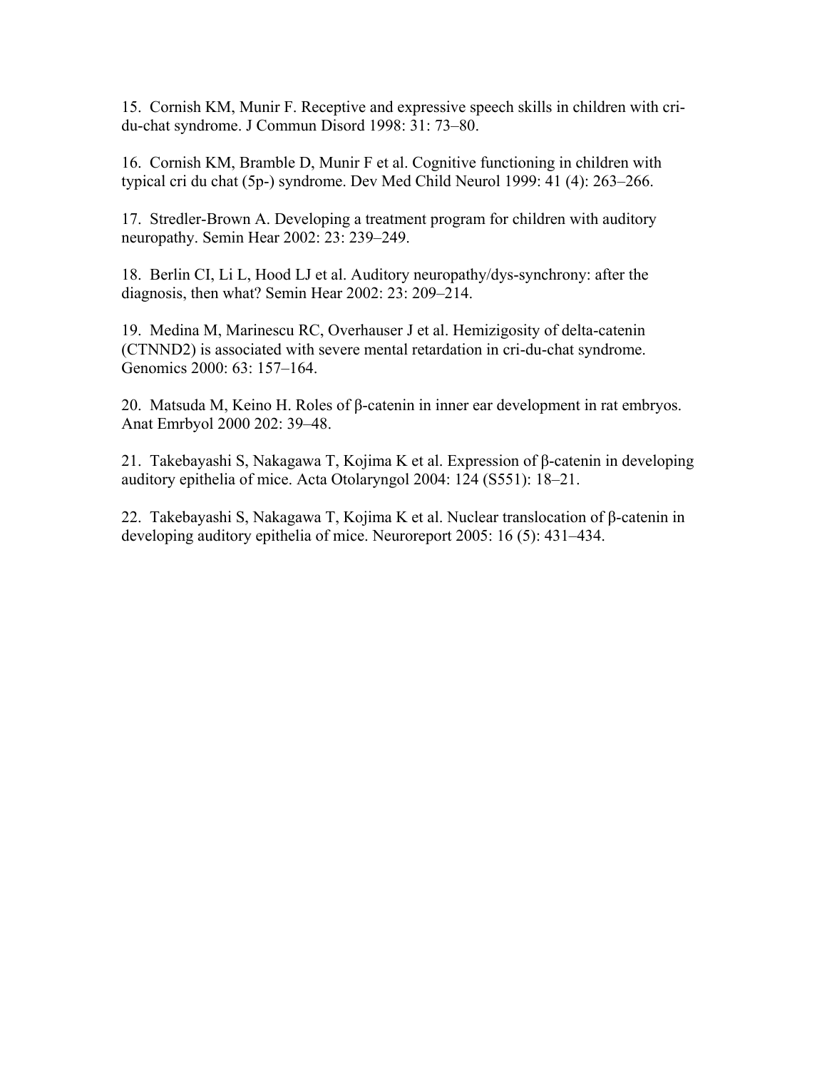15. Cornish KM, Munir F. Receptive and expressive speech skills in children with cri-du-chat syndrome. J Commun Disord 1998: 31: 73–80.

16. Cornish KM, Bramble D, Munir F et al. Cognitive functioning in children with typical cri du chat (5p-) syndrome. Dev Med Child Neurol 1999: 41 (4): 263–266.

17. Stredler-Brown A. Developing a treatment program for children with auditory neuropathy. Semin Hear 2002: 23: 239–249.

18. Berlin CI, Li L, Hood LJ et al. Auditory neuropathy/dys-synchrony: after the diagnosis, then what? Semin Hear 2002: 23: 209–214.

19. Medina M, Marinescu RC, Overhauser J et al. Hemizigosity of delta-catenin (CTNND2) is associated with severe mental retardation in cri-du-chat syndrome. Genomics 2000: 63: 157–164.

20. Matsuda M, Keino H. Roles of β-catenin in inner ear development in rat embryos. Anat Emrbyol 2000 202: 39–48.

21. Takebayashi S, Nakagawa T, Kojima K et al. Expression of β-catenin in developing auditory epithelia of mice. Acta Otolaryngol 2004: 124 (S551): 18–21.

22. Takebayashi S, Nakagawa T, Kojima K et al. Nuclear translocation of β-catenin in developing auditory epithelia of mice. Neuroreport 2005: 16 (5): 431–434.